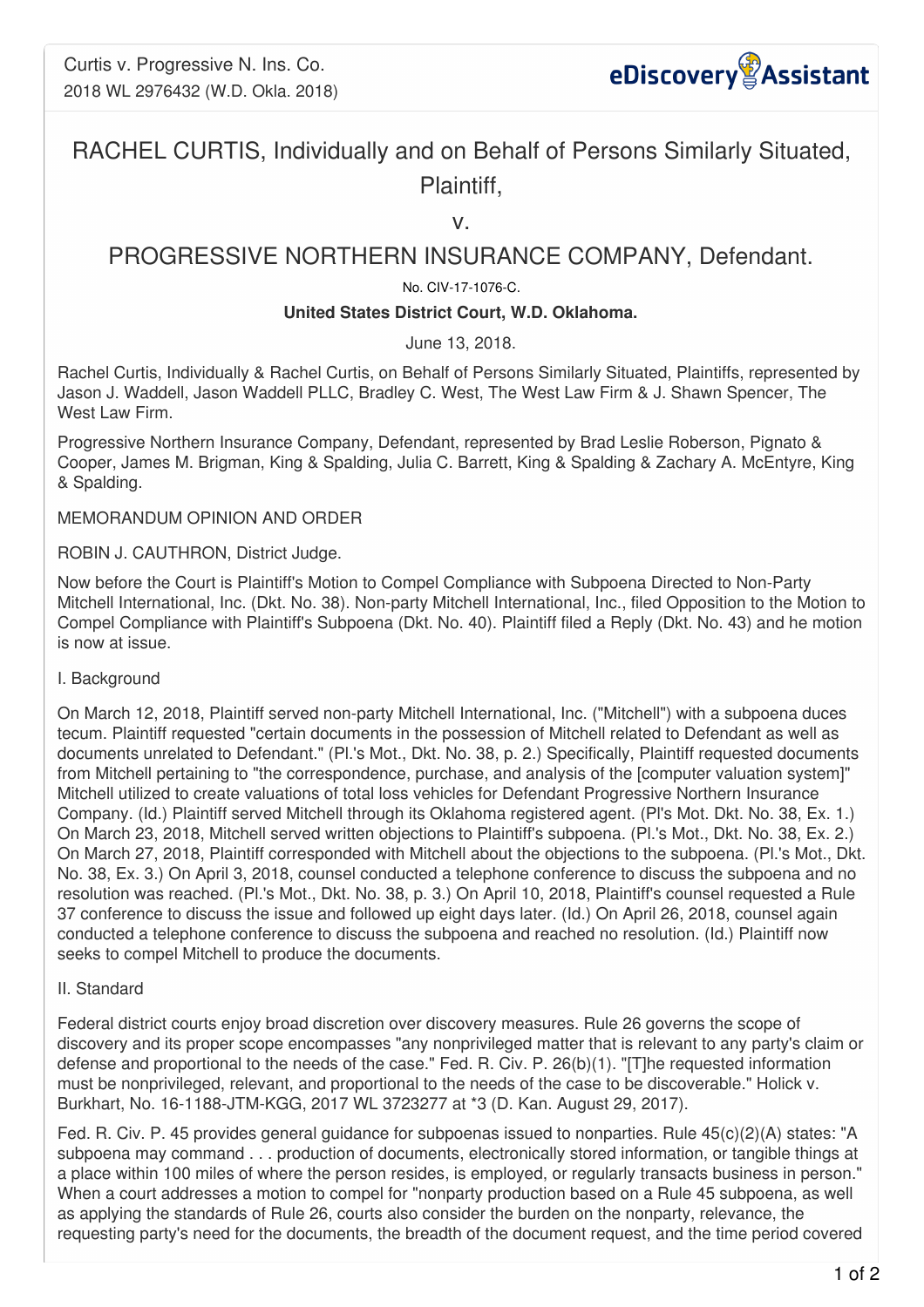# RACHEL CURTIS, Individually and on Behalf of Persons Similarly Situated, Plaintiff,

v.

# PROGRESSIVE NORTHERN INSURANCE COMPANY, Defendant.

No. CIV-17-1076-C.

**United States District Court, W.D. Oklahoma.**

June 13, 2018.

Rachel Curtis, Individually & Rachel Curtis, on Behalf of Persons Similarly Situated, Plaintiffs, represented by Jason J. Waddell, Jason Waddell PLLC, Bradley C. West, The West Law Firm & J. Shawn Spencer, The West Law Firm.

Progressive Northern Insurance Company, Defendant, represented by Brad Leslie Roberson, Pignato & Cooper, James M. Brigman, King & Spalding, Julia C. Barrett, King & Spalding & Zachary A. McEntyre, King & Spalding.

MEMORANDUM OPINION AND ORDER

ROBIN J. CAUTHRON, District Judge.

Now before the Court is Plaintiff's Motion to Compel Compliance with Subpoena Directed to Non-Party Mitchell International, Inc. (Dkt. No. 38). Non-party Mitchell International, Inc., filed Opposition to the Motion to Compel Compliance with Plaintiff's Subpoena (Dkt. No. 40). Plaintiff filed a Reply (Dkt. No. 43) and he motion is now at issue.

I. Background

On March 12, 2018, Plaintiff served non-party Mitchell International, Inc. ("Mitchell") with a subpoena duces tecum. Plaintiff requested "certain documents in the possession of Mitchell related to Defendant as well as documents unrelated to Defendant." (Pl.'s Mot., Dkt. No. 38, p. 2.) Specifically, Plaintiff requested documents from Mitchell pertaining to "the correspondence, purchase, and analysis of the [computer valuation system]" Mitchell utilized to create valuations of total loss vehicles for Defendant Progressive Northern Insurance Company. (Id.) Plaintiff served Mitchell through its Oklahoma registered agent. (Pl's Mot. Dkt. No. 38, Ex. 1.) On March 23, 2018, Mitchell served written objections to Plaintiff's subpoena. (Pl.'s Mot., Dkt. No. 38, Ex. 2.) On March 27, 2018, Plaintiff corresponded with Mitchell about the objections to the subpoena. (Pl.'s Mot., Dkt. No. 38, Ex. 3.) On April 3, 2018, counsel conducted a telephone conference to discuss the subpoena and no resolution was reached. (Pl.'s Mot., Dkt. No. 38, p. 3.) On April 10, 2018, Plaintiff's counsel requested a Rule 37 conference to discuss the issue and followed up eight days later. (Id.) On April 26, 2018, counsel again conducted a telephone conference to discuss the subpoena and reached no resolution. (Id.) Plaintiff now seeks to compel Mitchell to produce the documents.

II. Standard

Federal district courts enjoy broad discretion over discovery measures. Rule 26 governs the scope of discovery and its proper scope encompasses "any nonprivileged matter that is relevant to any party's claim or defense and proportional to the needs of the case." Fed. R. Civ. P. 26(b)(1). "[T]he requested information must be nonprivileged, relevant, and proportional to the needs of the case to be discoverable." Holick v. Burkhart, No. 16-1188-JTM-KGG, 2017 WL 3723277 at *3 (D. Kan. August 29, 2017).

Fed. R. Civ. P. 45 provides general guidance for subpoenas issued to nonparties. Rule 45(c)(2)(A) states: "A subpoena may command . . . production of documents, electronically stored information, or tangible things at a place within 100 miles of where the person resides, is employed, or regularly transacts business in person." When a court addresses a motion to compel for "nonparty production based on a Rule 45 subpoena, as well as applying the standards of Rule 26, courts also consider the burden on the nonparty, relevance, the requesting party's need for the documents, the breadth of the document request, and the time period covered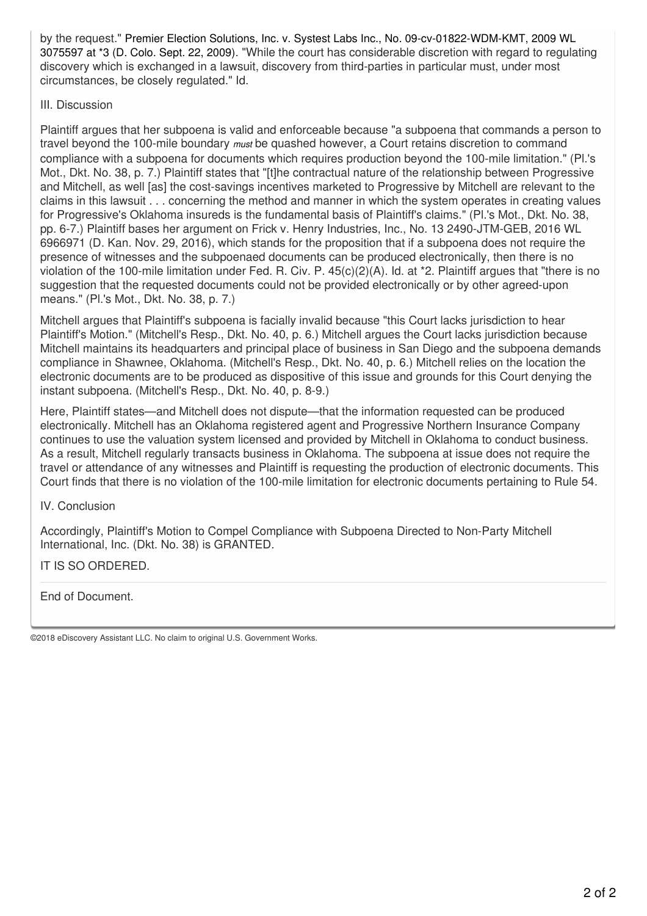by the request." Premier Election Solutions, Inc. v. Systest Labs Inc., No. 09-cv-01822-WDM-KMT, 2009 WL 3075597 at *3 (D. Colo. Sept. 22, 2009). "While the court has considerable discretion with regard to regulating discovery which is exchanged in a lawsuit, discovery from third-parties in particular must, under most circumstances, be closely regulated." Id.

III. Discussion

Plaintiff argues that her subpoena is valid and enforceable because "a subpoena that commands a person to travel beyond the 100-mile boundary *must* be quashed however, a Court retains discretion to command compliance with a subpoena for documents which requires production beyond the 100-mile limitation." (Pl.'s Mot., Dkt. No. 38, p. 7.) Plaintiff states that "[t]he contractual nature of the relationship between Progressive and Mitchell, as well [as] the cost-savings incentives marketed to Progressive by Mitchell are relevant to the claims in this lawsuit . . . concerning the method and manner in which the system operates in creating values for Progressive's Oklahoma insureds is the fundamental basis of Plaintiff's claims." (Pl.'s Mot., Dkt. No. 38, pp. 6-7.) Plaintiff bases her argument on Frick v. Henry Industries, Inc., No. 13 2490-JTM-GEB, 2016 WL 6966971 (D. Kan. Nov. 29, 2016), which stands for the proposition that if a subpoena does not require the presence of witnesses and the subpoenaed documents can be produced electronically, then there is no violation of the 100-mile limitation under Fed. R. Civ. P. 45(c)(2)(A). Id. at *2. Plaintiff argues that "there is no suggestion that the requested documents could not be provided electronically or by other agreed-upon means." (Pl.'s Mot., Dkt. No. 38, p. 7.)

Mitchell argues that Plaintiff's subpoena is facially invalid because "this Court lacks jurisdiction to hear Plaintiff's Motion." (Mitchell's Resp., Dkt. No. 40, p. 6.) Mitchell argues the Court lacks jurisdiction because Mitchell maintains its headquarters and principal place of business in San Diego and the subpoena demands compliance in Shawnee, Oklahoma. (Mitchell's Resp., Dkt. No. 40, p. 6.) Mitchell relies on the location the electronic documents are to be produced as dispositive of this issue and grounds for this Court denying the instant subpoena. (Mitchell's Resp., Dkt. No. 40, p. 8-9.)

Here, Plaintiff states—and Mitchell does not dispute—that the information requested can be produced electronically. Mitchell has an Oklahoma registered agent and Progressive Northern Insurance Company continues to use the valuation system licensed and provided by Mitchell in Oklahoma to conduct business. As a result, Mitchell regularly transacts business in Oklahoma. The subpoena at issue does not require the travel or attendance of any witnesses and Plaintiff is requesting the production of electronic documents. This Court finds that there is no violation of the 100-mile limitation for electronic documents pertaining to Rule 54.

IV. Conclusion

Accordingly, Plaintiff's Motion to Compel Compliance with Subpoena Directed to Non-Party Mitchell International, Inc. (Dkt. No. 38) is GRANTED.

IT IS SO ORDERED.

End of Document.

©2018 eDiscovery Assistant LLC. No claim to original U.S. Government Works.